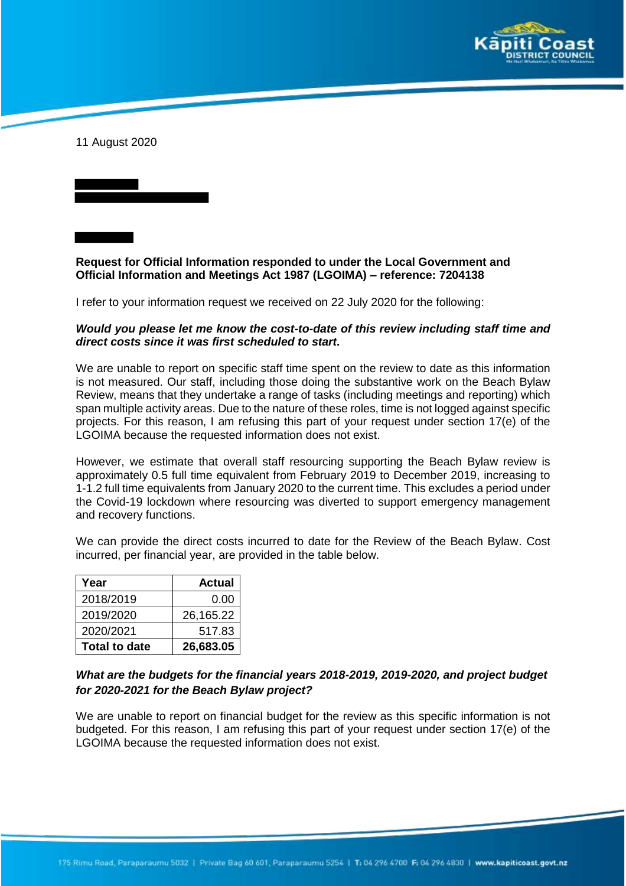11 August 2020

**Request for Official Information responded to under the Local Government and Official Information and Meetings Act 1987 (LGOIMA) – reference: 7204138**

I refer to your information request we received on 22 July 2020 for the following:

***Would you please let me know the cost-to-date of this review including staff time and direct costs since it was first scheduled to start.***

We are unable to report on specific staff time spent on the review to date as this information is not measured. Our staff, including those doing the substantive work on the Beach Bylaw Review, means that they undertake a range of tasks (including meetings and reporting) which span multiple activity areas. Due to the nature of these roles, time is not logged against specific projects. For this reason, I am refusing this part of your request under section 17(e) of the LGOIMA because the requested information does not exist.

However, we estimate that overall staff resourcing supporting the Beach Bylaw review is approximately 0.5 full time equivalent from February 2019 to December 2019, increasing to 1-1.2 full time equivalents from January 2020 to the current time. This excludes a period under the Covid-19 lockdown where resourcing was diverted to support emergency management and recovery functions.

We can provide the direct costs incurred to date for the Review of the Beach Bylaw. Cost incurred, per financial year, are provided in the table below.

| Year | Actual |
|---|---:|
| 2018/2019 | 0.00 |
| 2019/2020 | 26,165.22 |
| 2020/2021 | 517.83 |
| **Total to date** | **26,683.05** |

***What are the budgets for the financial years 2018-2019, 2019-2020, and project budget for 2020-2021 for the Beach Bylaw project?***

We are unable to report on financial budget for the review as this specific information is not budgeted. For this reason, I am refusing this part of your request under section 17(e) of the LGOIMA because the requested information does not exist.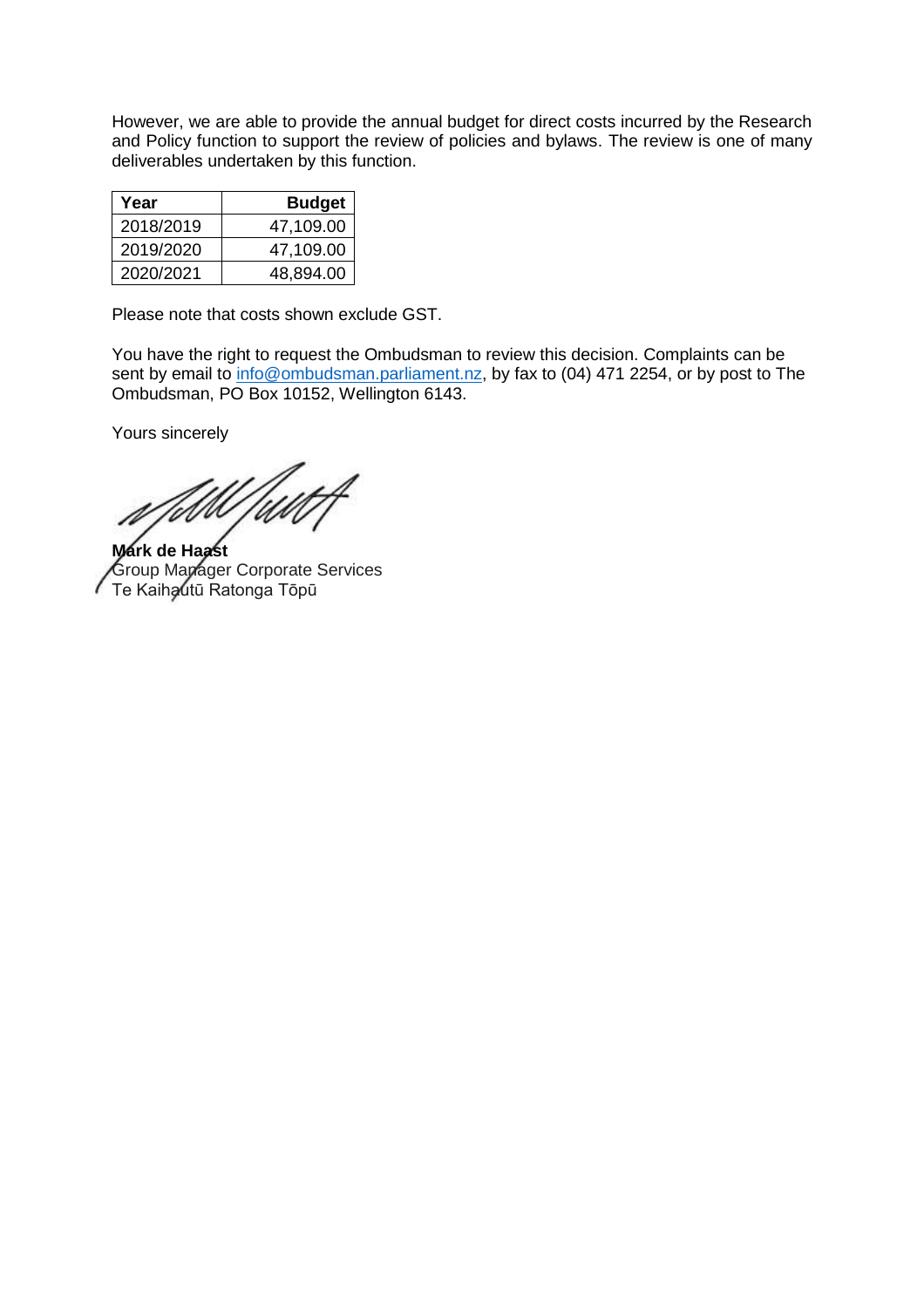However, we are able to provide the annual budget for direct costs incurred by the Research and Policy function to support the review of policies and bylaws. The review is one of many deliverables undertaken by this function.

| Year | Budget |
|---|---:|
| 2018/2019 | 47,109.00 |
| 2019/2020 | 47,109.00 |
| 2020/2021 | 48,894.00 |

Please note that costs shown exclude GST.

You have the right to request the Ombudsman to review this decision. Complaints can be sent by email to info@ombudsman.parliament.nz, by fax to (04) 471 2254, or by post to The Ombudsman, PO Box 10152, Wellington 6143.

Yours sincerely

**Mark de Haast**
Group Manager Corporate Services
Te Kaihautū Ratonga Tōpū